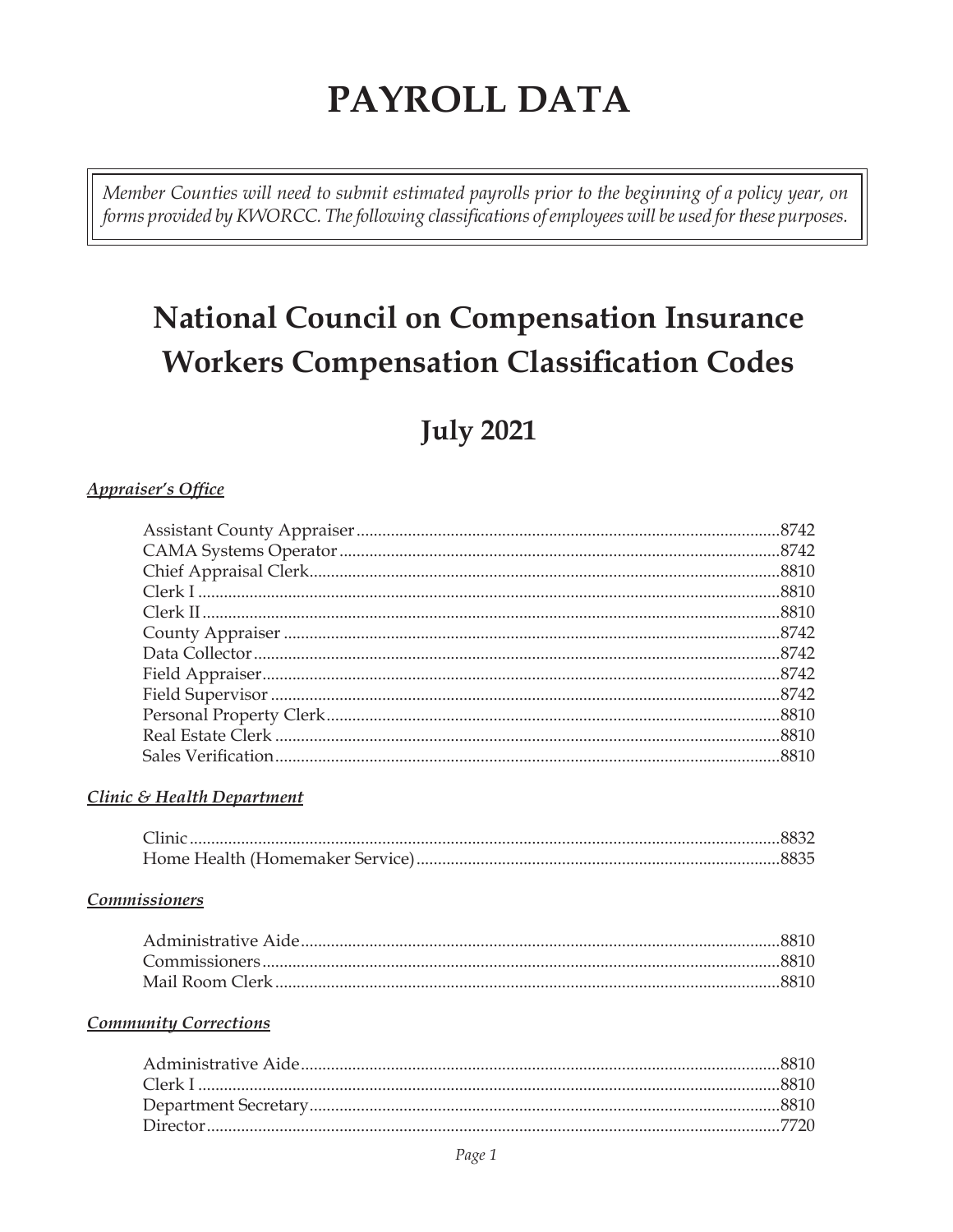# PAYROLL DATA

*Member Counties will need to submit estimated payrolls prior to the beginning of a policy year, on forms provided by KWORCC. The following classifications of employees will be used for these purposes.*

## National Council on Compensation Insurance Workers Compensation Classification Codes

### July 2021

***Appraiser's Office***

| Position | Code |
|---|---|
| Assistant County Appraiser | 8742 |
| CAMA Systems Operator | 8742 |
| Chief Appraisal Clerk | 8810 |
| Clerk I | 8810 |
| Clerk II | 8810 |
| County Appraiser | 8742 |
| Data Collector | 8742 |
| Field Appraiser | 8742 |
| Field Supervisor | 8742 |
| Personal Property Clerk | 8810 |
| Real Estate Clerk | 8810 |
| Sales Verification | 8810 |

***Clinic & Health Department***

| Position | Code |
|---|---|
| Clinic | 8832 |
| Home Health (Homemaker Service) | 8835 |

***Commissioners***

| Position | Code |
|---|---|
| Administrative Aide | 8810 |
| Commissioners | 8810 |
| Mail Room Clerk | 8810 |

***Community Corrections***

| Position | Code |
|---|---|
| Administrative Aide | 8810 |
| Clerk I | 8810 |
| Department Secretary | 8810 |
| Director | 7720 |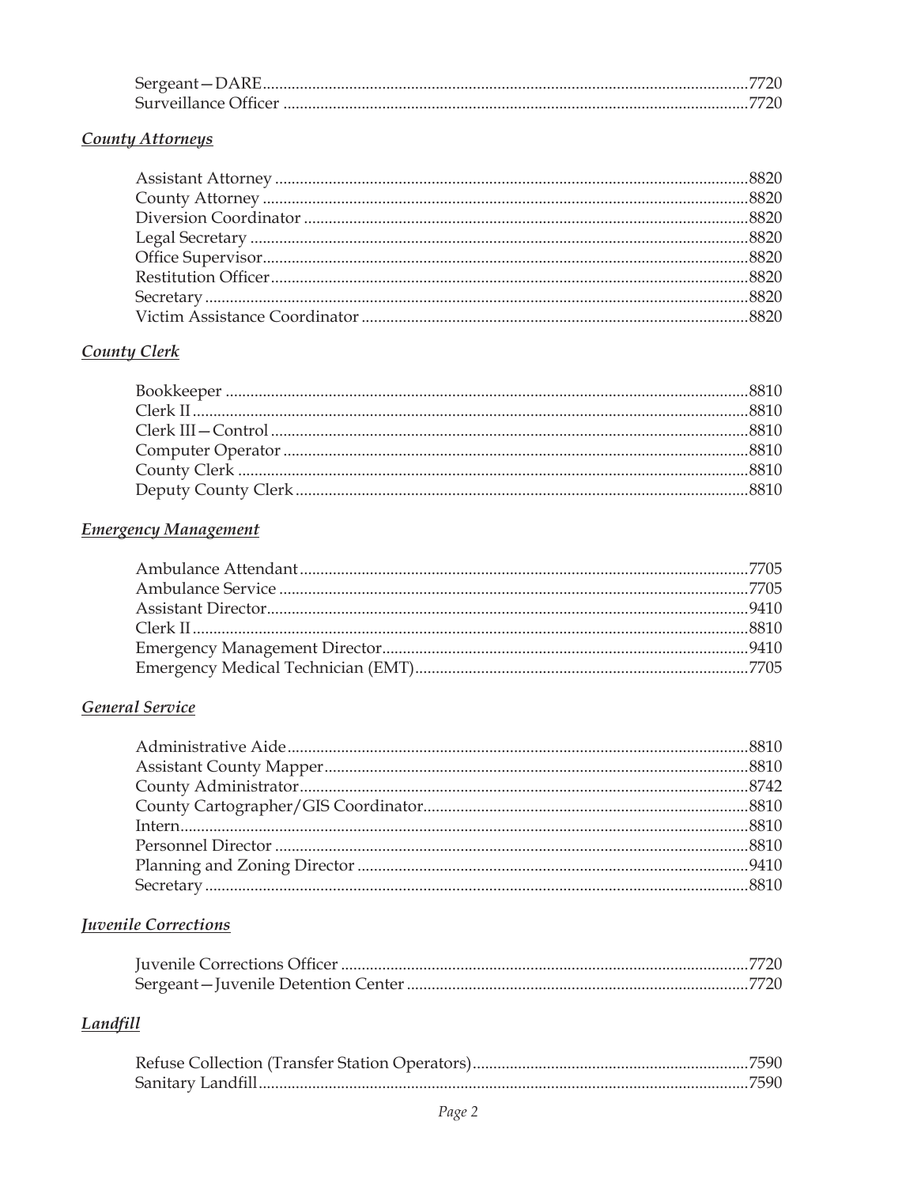Sergeant—DARE ....................................................................................................7720
Surveillance Officer ...............................................................................................7720

### *County Attorneys*

Assistant Attorney ..................................................................................................8820
County Attorney .....................................................................................................8820
Diversion Coordinator ............................................................................................8820
Legal Secretary ........................................................................................................8820
Office Supervisor.....................................................................................................8820
Restitution Officer...................................................................................................8820
Secretary ..................................................................................................................8820
Victim Assistance Coordinator .............................................................................8820

### *County Clerk*

Bookkeeper .............................................................................................................8810
Clerk II.....................................................................................................................8810
Clerk III—Control ..................................................................................................8810
Computer Operator ................................................................................................8810
County Clerk ...........................................................................................................8810
Deputy County Clerk .............................................................................................8810

### *Emergency Management*

Ambulance Attendant............................................................................................7705
Ambulance Service .................................................................................................7705
Assistant Director....................................................................................................9410
Clerk II.....................................................................................................................8810
Emergency Management Director.........................................................................9410
Emergency Medical Technician (EMT)................................................................7705

### *General Service*

Administrative Aide...............................................................................................8810
Assistant County Mapper......................................................................................8810
County Administrator............................................................................................8742
County Cartographer/GIS Coordinator..............................................................8810
Intern........................................................................................................................8810
Personnel Director ..................................................................................................8810
Planning and Zoning Director ..............................................................................9410
Secretary ..................................................................................................................8810

### *Juvenile Corrections*

Juvenile Corrections Officer ..................................................................................7720
Sergeant—Juvenile Detention Center ..................................................................7720

### *Landfill*

Refuse Collection (Transfer Station Operators)...................................................7590
Sanitary Landfill......................................................................................................7590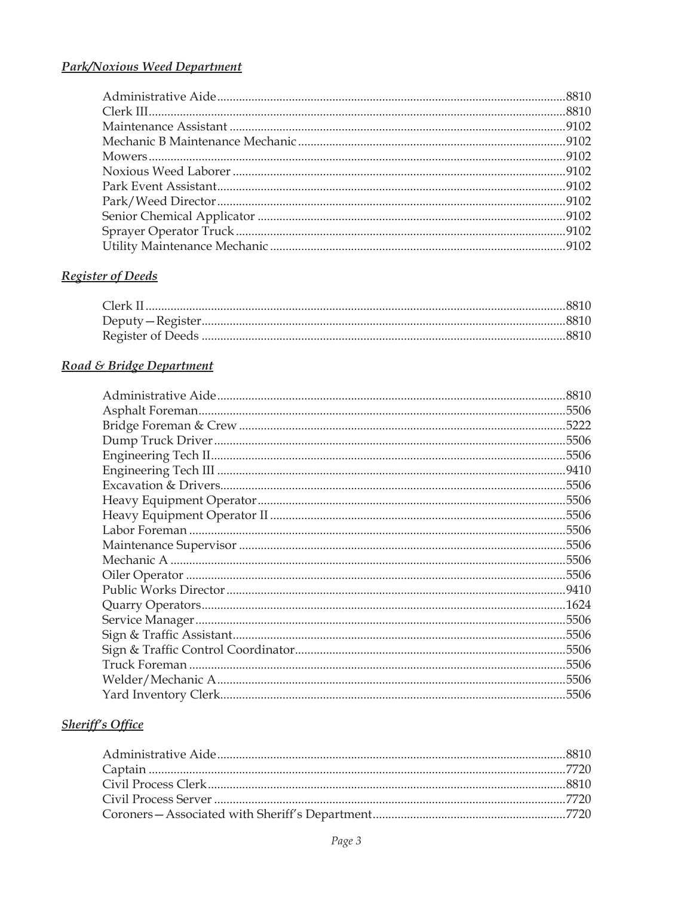***Park/Noxious Weed Department***

Administrative Aide....................................................................................................8810
Clerk III.......................................................................................................................8810
Maintenance Assistant ...............................................................................................9102
Mechanic B Maintenance Mechanic .........................................................................9102
Mowers........................................................................................................................9102
Noxious Weed Laborer ..............................................................................................9102
Park Event Assistant...................................................................................................9102
Park/Weed Director....................................................................................................9102
Senior Chemical Applicator ......................................................................................9102
Sprayer Operator Truck.............................................................................................9102
Utility Maintenance Mechanic ..................................................................................9102

***Register of Deeds***

Clerk II.........................................................................................................................8810
Deputy—Register........................................................................................................8810
Register of Deeds ........................................................................................................8810

***Road & Bridge Department***

Administrative Aide....................................................................................................8810
Asphalt Foreman.........................................................................................................5506
Bridge Foreman & Crew ............................................................................................5222
Dump Truck Driver.....................................................................................................5506
Engineering Tech II.....................................................................................................5506
Engineering Tech III ...................................................................................................9410
Excavation & Drivers..................................................................................................5506
Heavy Equipment Operator......................................................................................5506
Heavy Equipment Operator II ..................................................................................5506
Labor Foreman ............................................................................................................5506
Maintenance Supervisor ............................................................................................5506
Mechanic A .................................................................................................................5506
Oiler Operator .............................................................................................................5506
Public Works Director.................................................................................................9410
Quarry Operators........................................................................................................1624
Service Manager..........................................................................................................5506
Sign & Traffic Assistant..............................................................................................5506
Sign & Traffic Control Coordinator..........................................................................5506
Truck Foreman ............................................................................................................5506
Welder/Mechanic A....................................................................................................5506
Yard Inventory Clerk..................................................................................................5506

***Sheriff's Office***

Administrative Aide....................................................................................................8810
Captain ........................................................................................................................7720
Civil Process Clerk......................................................................................................8810
Civil Process Server ....................................................................................................7720
Coroners—Associated with Sheriff's Department..................................................7720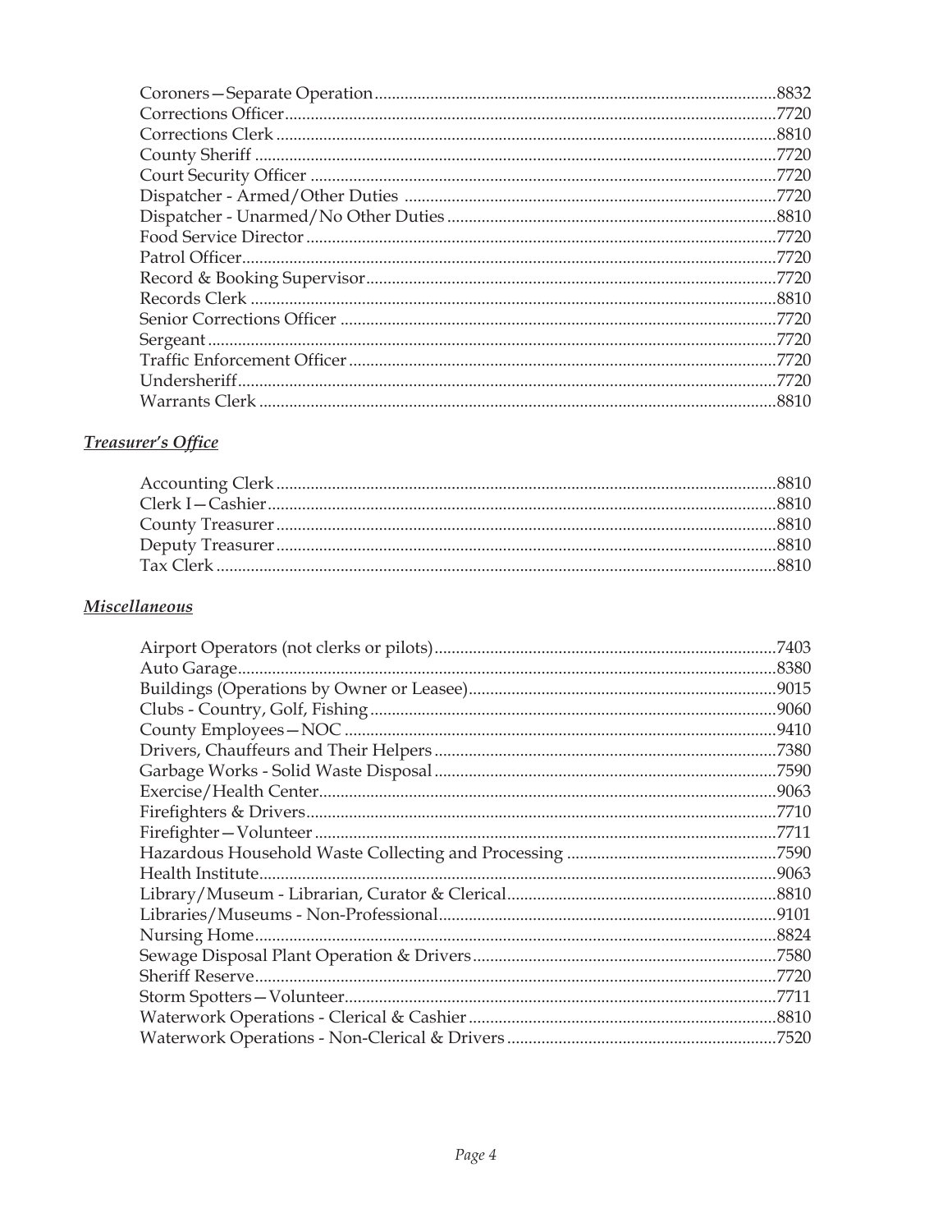Coroners—Separate Operation........................................................................................8832
Corrections Officer.................................................................................................................7720
Corrections Clerk ...................................................................................................................8810
County Sheriff ........................................................................................................................7720
Court Security Officer ...........................................................................................................7720
Dispatcher - Armed/Other Duties .....................................................................................7720
Dispatcher - Unarmed/No Other Duties ...........................................................................8810
Food Service Director ............................................................................................................7720
Patrol Officer...........................................................................................................................7720
Record & Booking Supervisor..............................................................................................7720
Records Clerk .........................................................................................................................8810
Senior Corrections Officer ....................................................................................................7720
Sergeant ...................................................................................................................................7720
Traffic Enforcement Officer ..................................................................................................7720
Undersheriff............................................................................................................................7720
Warrants Clerk .......................................................................................................................8810

***Treasurer's Office***

Accounting Clerk ..................................................................................................................8810
Clerk I—Cashier....................................................................................................................8810
County Treasurer ...................................................................................................................8810
Deputy Treasurer ...................................................................................................................8810
Tax Clerk ................................................................................................................................8810

***Miscellaneous***

Airport Operators (not clerks or pilots)..............................................................................7403
Auto Garage............................................................................................................................8380
Buildings (Operations by Owner or Leasee)......................................................................9015
Clubs - Country, Golf, Fishing .............................................................................................9060
County Employees—NOC ...................................................................................................9410
Drivers, Chauffeurs and Their Helpers ..............................................................................7380
Garbage Works - Solid Waste Disposal ..............................................................................7590
Exercise/Health Center.........................................................................................................9063
Firefighters & Drivers............................................................................................................7710
Firefighter—Volunteer ..........................................................................................................7711
Hazardous Household Waste Collecting and Processing ................................................7590
Health Institute.......................................................................................................................9063
Library/Museum - Librarian, Curator & Clerical.............................................................8810
Libraries/Museums - Non-Professional.............................................................................9101
Nursing Home........................................................................................................................8824
Sewage Disposal Plant Operation & Drivers.....................................................................7580
Sheriff Reserve........................................................................................................................7720
Storm Spotters—Volunteer...................................................................................................7711
Waterwork Operations - Clerical & Cashier .......................................................................8810
Waterwork Operations - Non-Clerical & Drivers .............................................................7520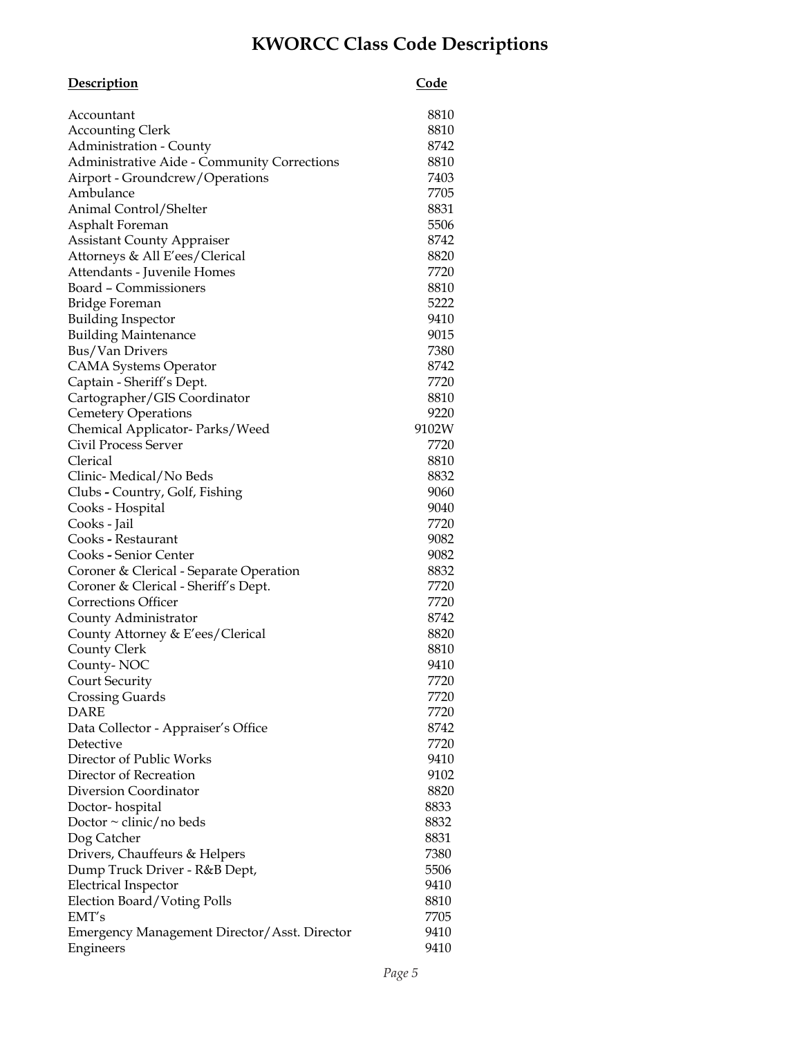# KWORCC Class Code Descriptions

| Description | Code |
| --- | --- |
| Accountant | 8810 |
| Accounting Clerk | 8810 |
| Administration - County | 8742 |
| Administrative Aide - Community Corrections | 8810 |
| Airport - Groundcrew/Operations | 7403 |
| Ambulance | 7705 |
| Animal Control/Shelter | 8831 |
| Asphalt Foreman | 5506 |
| Assistant County Appraiser | 8742 |
| Attorneys & All E'ees/Clerical | 8820 |
| Attendants - Juvenile Homes | 7720 |
| Board – Commissioners | 8810 |
| Bridge Foreman | 5222 |
| Building Inspector | 9410 |
| Building Maintenance | 9015 |
| Bus/Van Drivers | 7380 |
| CAMA Systems Operator | 8742 |
| Captain - Sheriff's Dept. | 7720 |
| Cartographer/GIS Coordinator | 8810 |
| Cemetery Operations | 9220 |
| Chemical Applicator- Parks/Weed | 9102W |
| Civil Process Server | 7720 |
| Clerical | 8810 |
| Clinic- Medical/No Beds | 8832 |
| Clubs - Country, Golf, Fishing | 9060 |
| Cooks - Hospital | 9040 |
| Cooks - Jail | 7720 |
| Cooks - Restaurant | 9082 |
| Cooks - Senior Center | 9082 |
| Coroner & Clerical - Separate Operation | 8832 |
| Coroner & Clerical - Sheriff's Dept. | 7720 |
| Corrections Officer | 7720 |
| County Administrator | 8742 |
| County Attorney & E'ees/Clerical | 8820 |
| County Clerk | 8810 |
| County- NOC | 9410 |
| Court Security | 7720 |
| Crossing Guards | 7720 |
| DARE | 7720 |
| Data Collector - Appraiser's Office | 8742 |
| Detective | 7720 |
| Director of Public Works | 9410 |
| Director of Recreation | 9102 |
| Diversion Coordinator | 8820 |
| Doctor- hospital | 8833 |
| Doctor ~ clinic/no beds | 8832 |
| Dog Catcher | 8831 |
| Drivers, Chauffeurs & Helpers | 7380 |
| Dump Truck Driver - R&B Dept, | 5506 |
| Electrical Inspector | 9410 |
| Election Board/Voting Polls | 8810 |
| EMT's | 7705 |
| Emergency Management Director/Asst. Director | 9410 |
| Engineers | 9410 |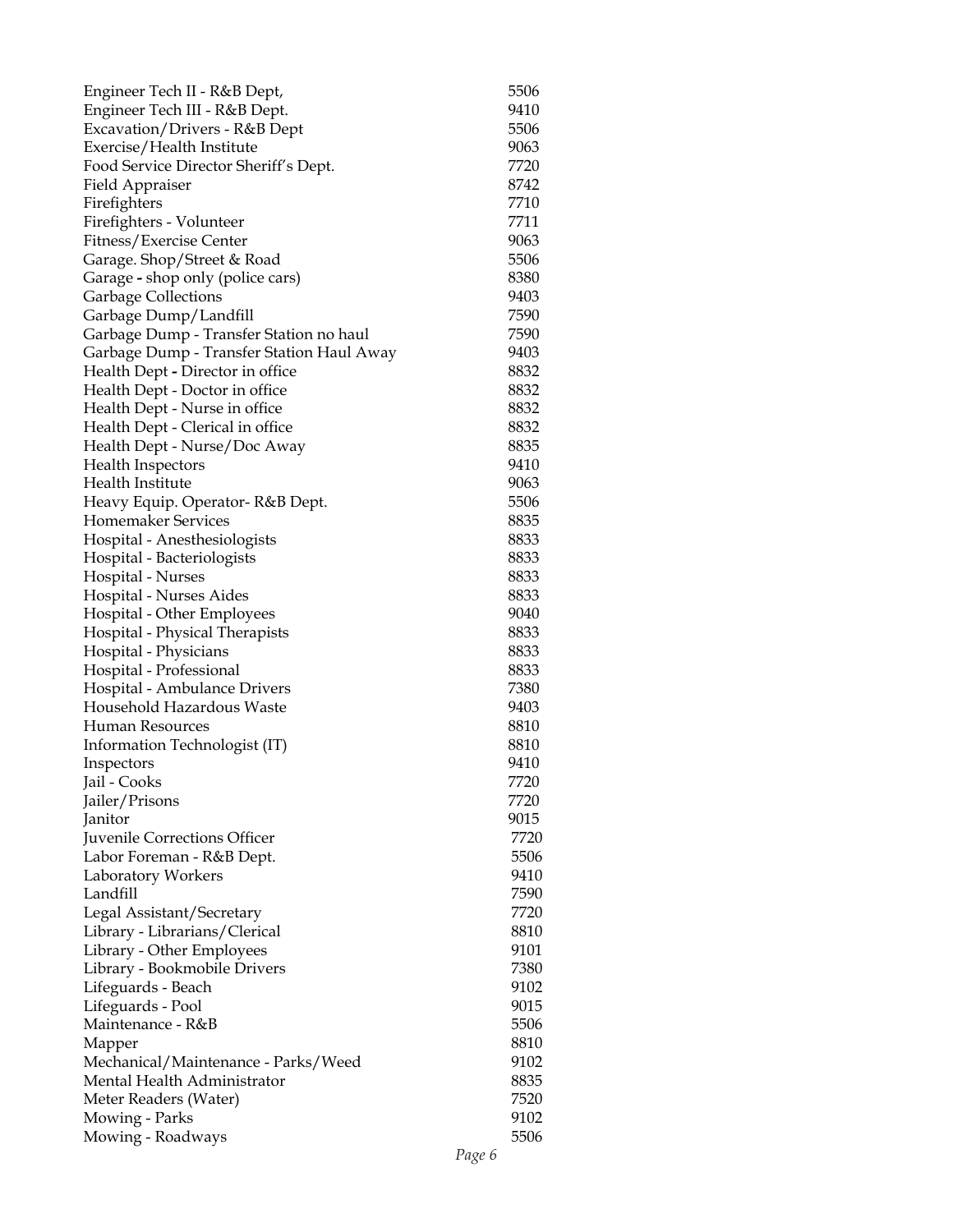| | |
|---|---|
| Engineer Tech II - R&B Dept, | 5506 |
| Engineer Tech III - R&B Dept. | 9410 |
| Excavation/Drivers - R&B Dept | 5506 |
| Exercise/Health Institute | 9063 |
| Food Service Director Sheriff's Dept. | 7720 |
| Field Appraiser | 8742 |
| Firefighters | 7710 |
| Firefighters - Volunteer | 7711 |
| Fitness/Exercise Center | 9063 |
| Garage. Shop/Street & Road | 5506 |
| Garage - shop only (police cars) | 8380 |
| Garbage Collections | 9403 |
| Garbage Dump/Landfill | 7590 |
| Garbage Dump - Transfer Station no haul | 7590 |
| Garbage Dump - Transfer Station Haul Away | 9403 |
| Health Dept - Director in office | 8832 |
| Health Dept - Doctor in office | 8832 |
| Health Dept - Nurse in office | 8832 |
| Health Dept - Clerical in office | 8832 |
| Health Dept - Nurse/Doc Away | 8835 |
| Health Inspectors | 9410 |
| Health Institute | 9063 |
| Heavy Equip. Operator- R&B Dept. | 5506 |
| Homemaker Services | 8835 |
| Hospital - Anesthesiologists | 8833 |
| Hospital - Bacteriologists | 8833 |
| Hospital - Nurses | 8833 |
| Hospital - Nurses Aides | 8833 |
| Hospital - Other Employees | 9040 |
| Hospital - Physical Therapists | 8833 |
| Hospital - Physicians | 8833 |
| Hospital - Professional | 8833 |
| Hospital - Ambulance Drivers | 7380 |
| Household Hazardous Waste | 9403 |
| Human Resources | 8810 |
| Information Technologist (IT) | 8810 |
| Inspectors | 9410 |
| Jail - Cooks | 7720 |
| Jailer/Prisons | 7720 |
| Janitor | 9015 |
| Juvenile Corrections Officer | 7720 |
| Labor Foreman - R&B Dept. | 5506 |
| Laboratory Workers | 9410 |
| Landfill | 7590 |
| Legal Assistant/Secretary | 7720 |
| Library - Librarians/Clerical | 8810 |
| Library - Other Employees | 9101 |
| Library - Bookmobile Drivers | 7380 |
| Lifeguards - Beach | 9102 |
| Lifeguards - Pool | 9015 |
| Maintenance - R&B | 5506 |
| Mapper | 8810 |
| Mechanical/Maintenance - Parks/Weed | 9102 |
| Mental Health Administrator | 8835 |
| Meter Readers (Water) | 7520 |
| Mowing - Parks | 9102 |
| Mowing - Roadways | 5506 |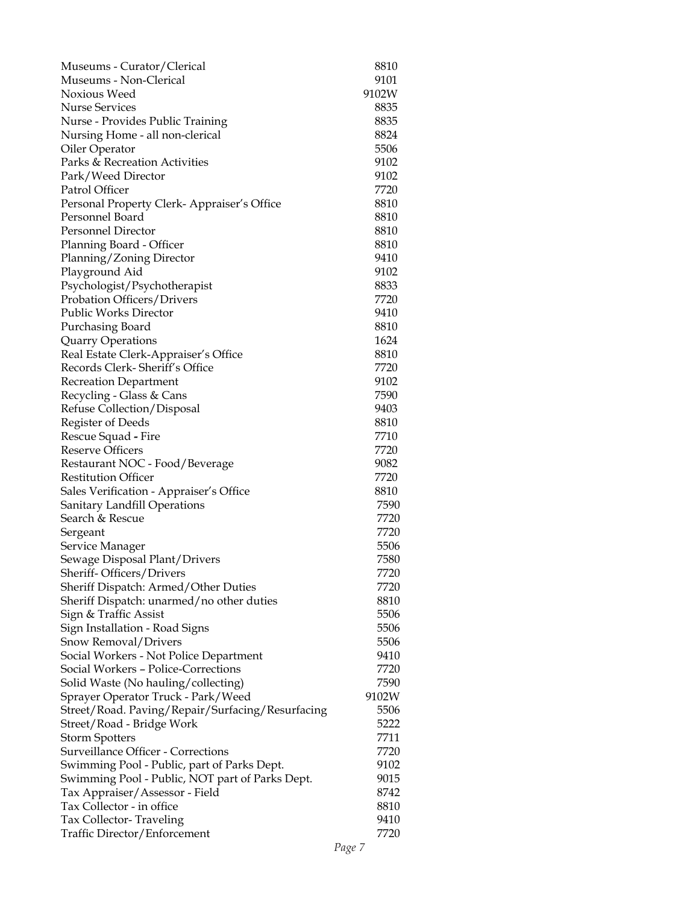| | |
|---|---|
| Museums - Curator/Clerical | 8810 |
| Museums - Non-Clerical | 9101 |
| Noxious Weed | 9102W |
| Nurse Services | 8835 |
| Nurse - Provides Public Training | 8835 |
| Nursing Home - all non-clerical | 8824 |
| Oiler Operator | 5506 |
| Parks & Recreation Activities | 9102 |
| Park/Weed Director | 9102 |
| Patrol Officer | 7720 |
| Personal Property Clerk- Appraiser's Office | 8810 |
| Personnel Board | 8810 |
| Personnel Director | 8810 |
| Planning Board - Officer | 8810 |
| Planning/Zoning Director | 9410 |
| Playground Aid | 9102 |
| Psychologist/Psychotherapist | 8833 |
| Probation Officers/Drivers | 7720 |
| Public Works Director | 9410 |
| Purchasing Board | 8810 |
| Quarry Operations | 1624 |
| Real Estate Clerk-Appraiser's Office | 8810 |
| Records Clerk- Sheriff's Office | 7720 |
| Recreation Department | 9102 |
| Recycling - Glass & Cans | 7590 |
| Refuse Collection/Disposal | 9403 |
| Register of Deeds | 8810 |
| Rescue Squad - Fire | 7710 |
| Reserve Officers | 7720 |
| Restaurant NOC - Food/Beverage | 9082 |
| Restitution Officer | 7720 |
| Sales Verification - Appraiser's Office | 8810 |
| Sanitary Landfill Operations | 7590 |
| Search & Rescue | 7720 |
| Sergeant | 7720 |
| Service Manager | 5506 |
| Sewage Disposal Plant/Drivers | 7580 |
| Sheriff- Officers/Drivers | 7720 |
| Sheriff Dispatch: Armed/Other Duties | 7720 |
| Sheriff Dispatch: unarmed/no other duties | 8810 |
| Sign & Traffic Assist | 5506 |
| Sign Installation - Road Signs | 5506 |
| Snow Removal/Drivers | 5506 |
| Social Workers - Not Police Department | 9410 |
| Social Workers – Police-Corrections | 7720 |
| Solid Waste (No hauling/collecting) | 7590 |
| Sprayer Operator Truck - Park/Weed | 9102W |
| Street/Road. Paving/Repair/Surfacing/Resurfacing | 5506 |
| Street/Road - Bridge Work | 5222 |
| Storm Spotters | 7711 |
| Surveillance Officer - Corrections | 7720 |
| Swimming Pool - Public, part of Parks Dept. | 9102 |
| Swimming Pool - Public, NOT part of Parks Dept. | 9015 |
| Tax Appraiser/Assessor - Field | 8742 |
| Tax Collector - in office | 8810 |
| Tax Collector- Traveling | 9410 |
| Traffic Director/Enforcement | 7720 |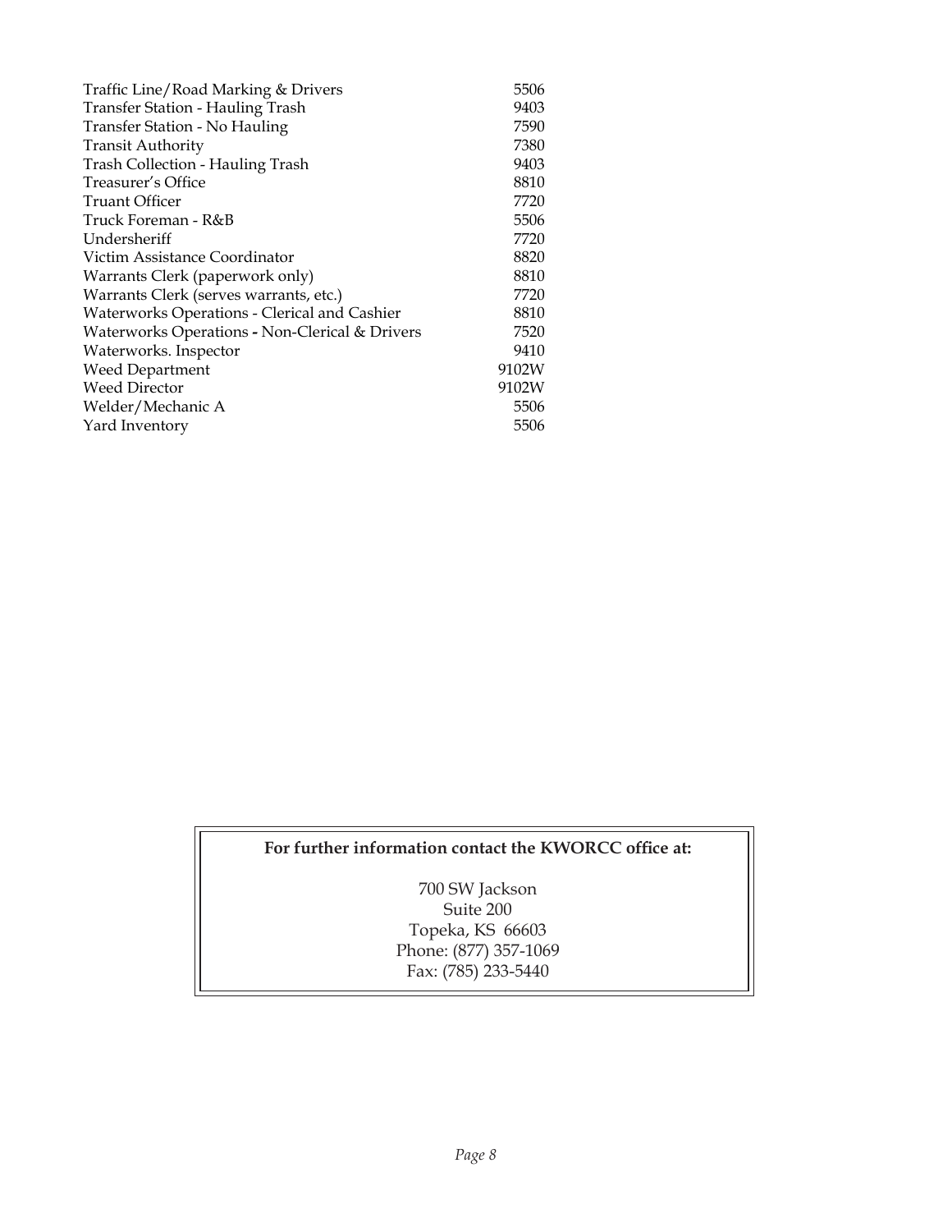| | |
|---|---|
| Traffic Line/Road Marking & Drivers | 5506 |
| Transfer Station - Hauling Trash | 9403 |
| Transfer Station - No Hauling | 7590 |
| Transit Authority | 7380 |
| Trash Collection - Hauling Trash | 9403 |
| Treasurer's Office | 8810 |
| Truant Officer | 7720 |
| Truck Foreman - R&B | 5506 |
| Undersheriff | 7720 |
| Victim Assistance Coordinator | 8820 |
| Warrants Clerk (paperwork only) | 8810 |
| Warrants Clerk (serves warrants, etc.) | 7720 |
| Waterworks Operations - Clerical and Cashier | 8810 |
| Waterworks Operations - Non-Clerical & Drivers | 7520 |
| Waterworks. Inspector | 9410 |
| Weed Department | 9102W |
| Weed Director | 9102W |
| Welder/Mechanic A | 5506 |
| Yard Inventory | 5506 |

**For further information contact the KWORCC office at:**

700 SW Jackson
Suite 200
Topeka, KS 66603
Phone: (877) 357-1069
Fax: (785) 233-5440